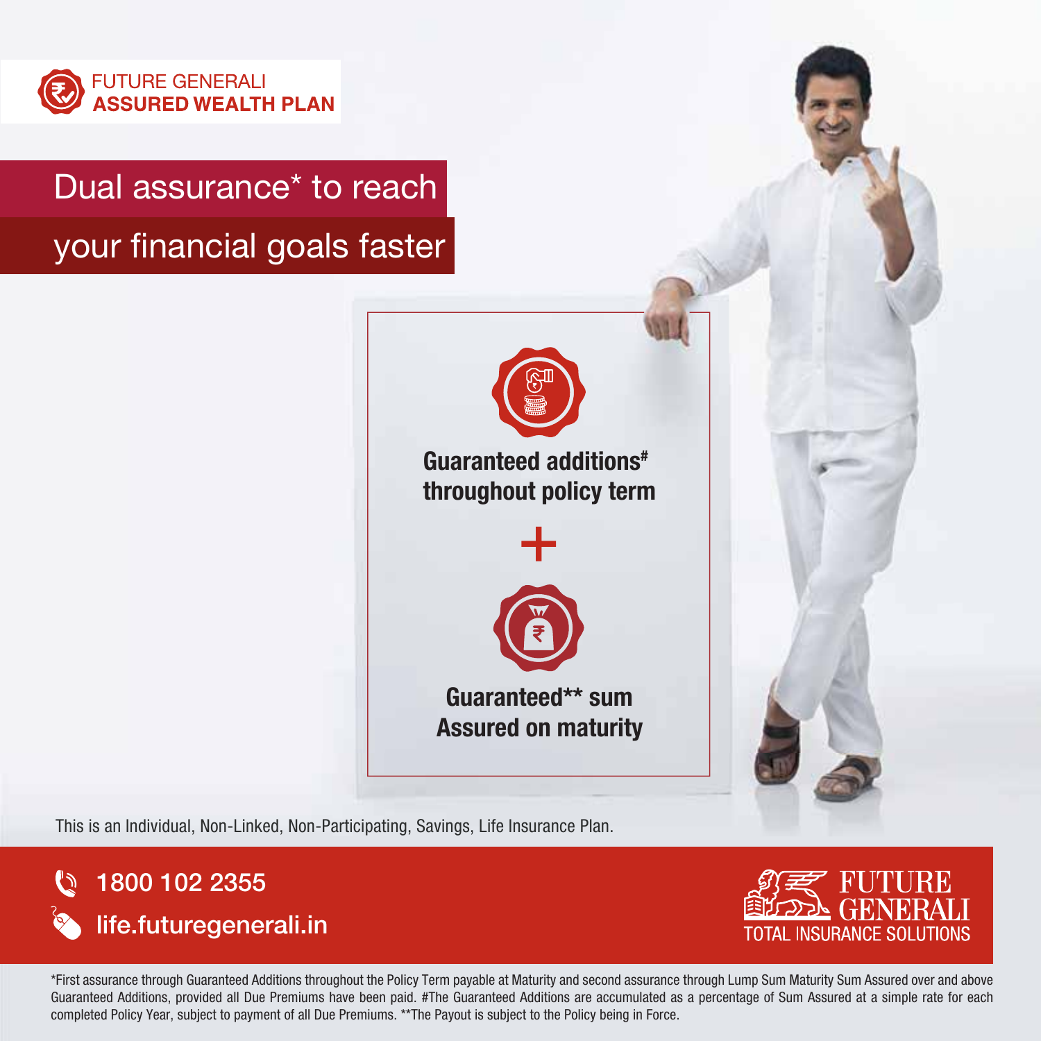# FUTURE GENERALI ASSURED WEALTH PLAN

## Dual assurance* to reach your financial goals faster

**Guaranteed additions# throughout policy term**

**+**

**Guaranteed** sum Assured on maturity**

This is an Individual, Non-Linked, Non-Participating, Savings, Life Insurance Plan.

1800 102 2355

life.futuregenerali.in

FUTURE GENERALI
TOTAL INSURANCE SOLUTIONS

*First assurance through Guaranteed Additions throughout the Policy Term payable at Maturity and second assurance through Lump Sum Maturity Sum Assured over and above Guaranteed Additions, provided all Due Premiums have been paid. #The Guaranteed Additions are accumulated as a percentage of Sum Assured at a simple rate for each completed Policy Year, subject to payment of all Due Premiums. **The Payout is subject to the Policy being in Force.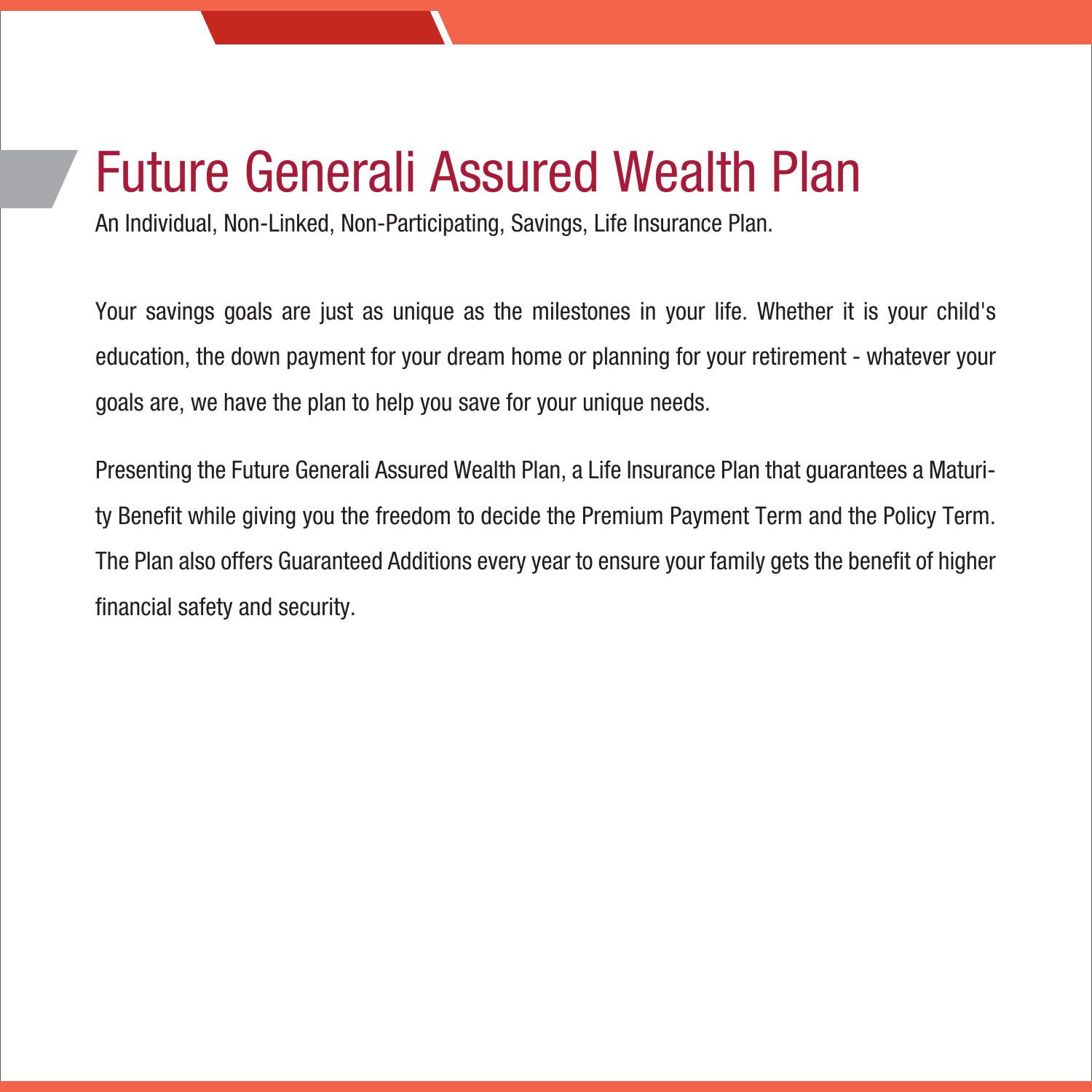# Future Generali Assured Wealth Plan

An Individual, Non-Linked, Non-Participating, Savings, Life Insurance Plan.

Your savings goals are just as unique as the milestones in your life. Whether it is your child's education, the down payment for your dream home or planning for your retirement - whatever your goals are, we have the plan to help you save for your unique needs.

Presenting the Future Generali Assured Wealth Plan, a Life Insurance Plan that guarantees a Maturity Benefit while giving you the freedom to decide the Premium Payment Term and the Policy Term. The Plan also offers Guaranteed Additions every year to ensure your family gets the benefit of higher financial safety and security.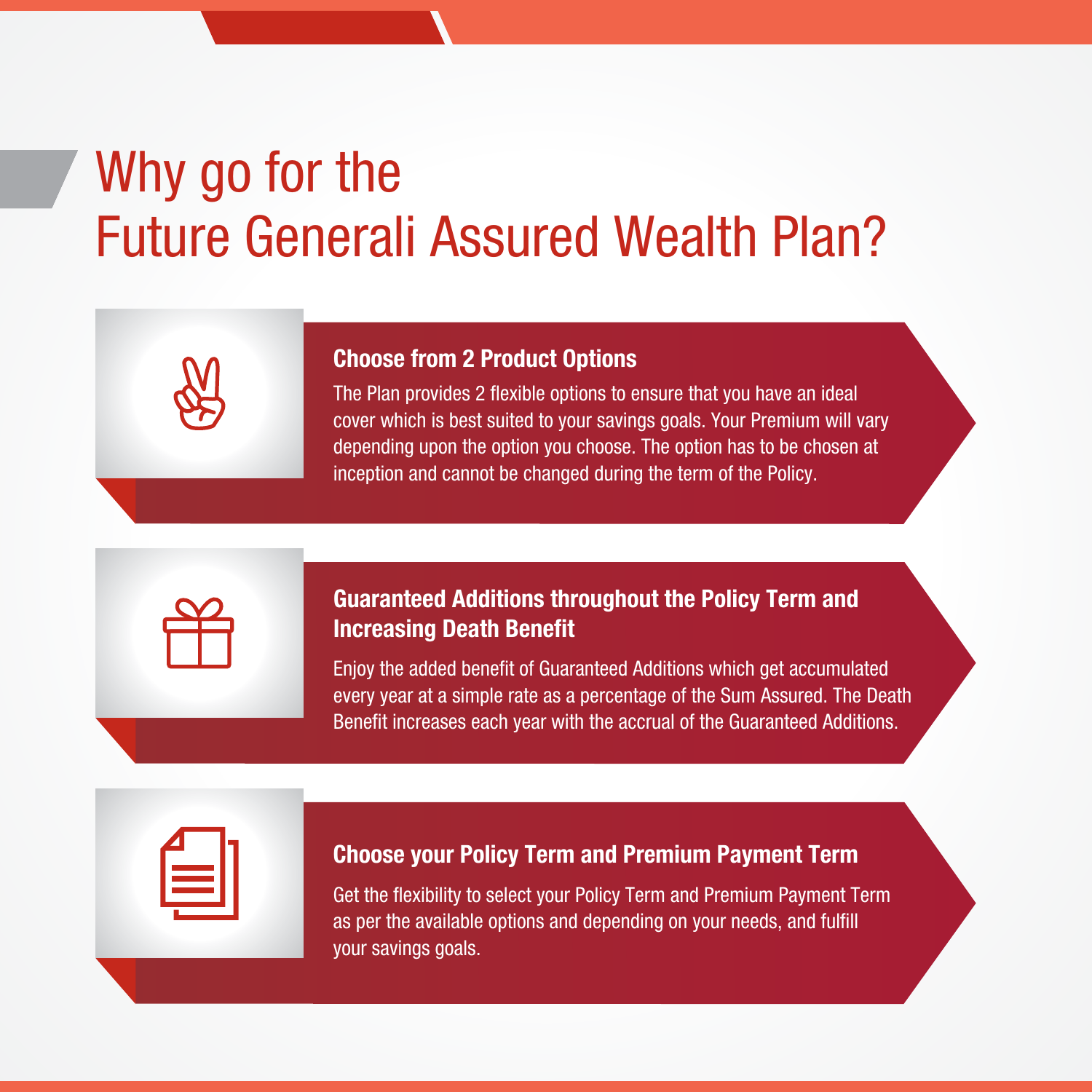# Why go for the Future Generali Assured Wealth Plan?

### Choose from 2 Product Options

The Plan provides 2 flexible options to ensure that you have an ideal cover which is best suited to your savings goals. Your Premium will vary depending upon the option you choose. The option has to be chosen at inception and cannot be changed during the term of the Policy.

### Guaranteed Additions throughout the Policy Term and Increasing Death Benefit

Enjoy the added benefit of Guaranteed Additions which get accumulated every year at a simple rate as a percentage of the Sum Assured. The Death Benefit increases each year with the accrual of the Guaranteed Additions.

### Choose your Policy Term and Premium Payment Term

Get the flexibility to select your Policy Term and Premium Payment Term as per the available options and depending on your needs, and fulfill your savings goals.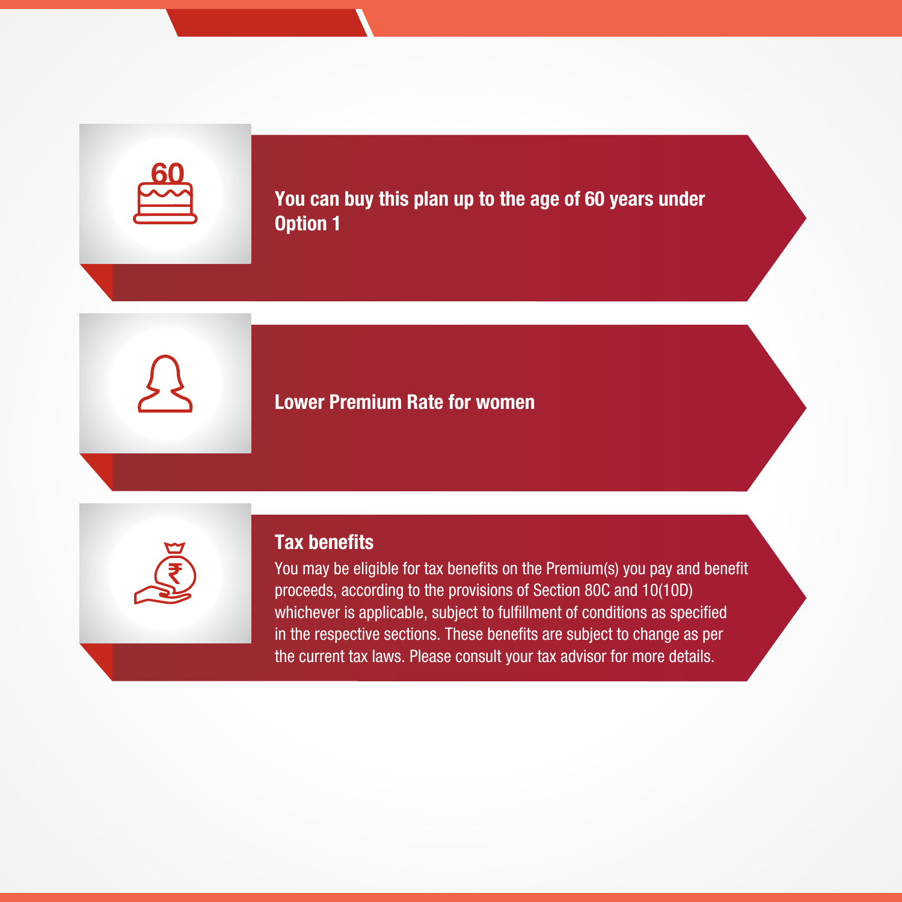**You can buy this plan up to the age of 60 years under Option 1**

**Lower Premium Rate for women**

**Tax benefits**

You may be eligible for tax benefits on the Premium(s) you pay and benefit proceeds, according to the provisions of Section 80C and 10(10D) whichever is applicable, subject to fulfillment of conditions as specified in the respective sections. These benefits are subject to change as per the current tax laws. Please consult your tax advisor for more details.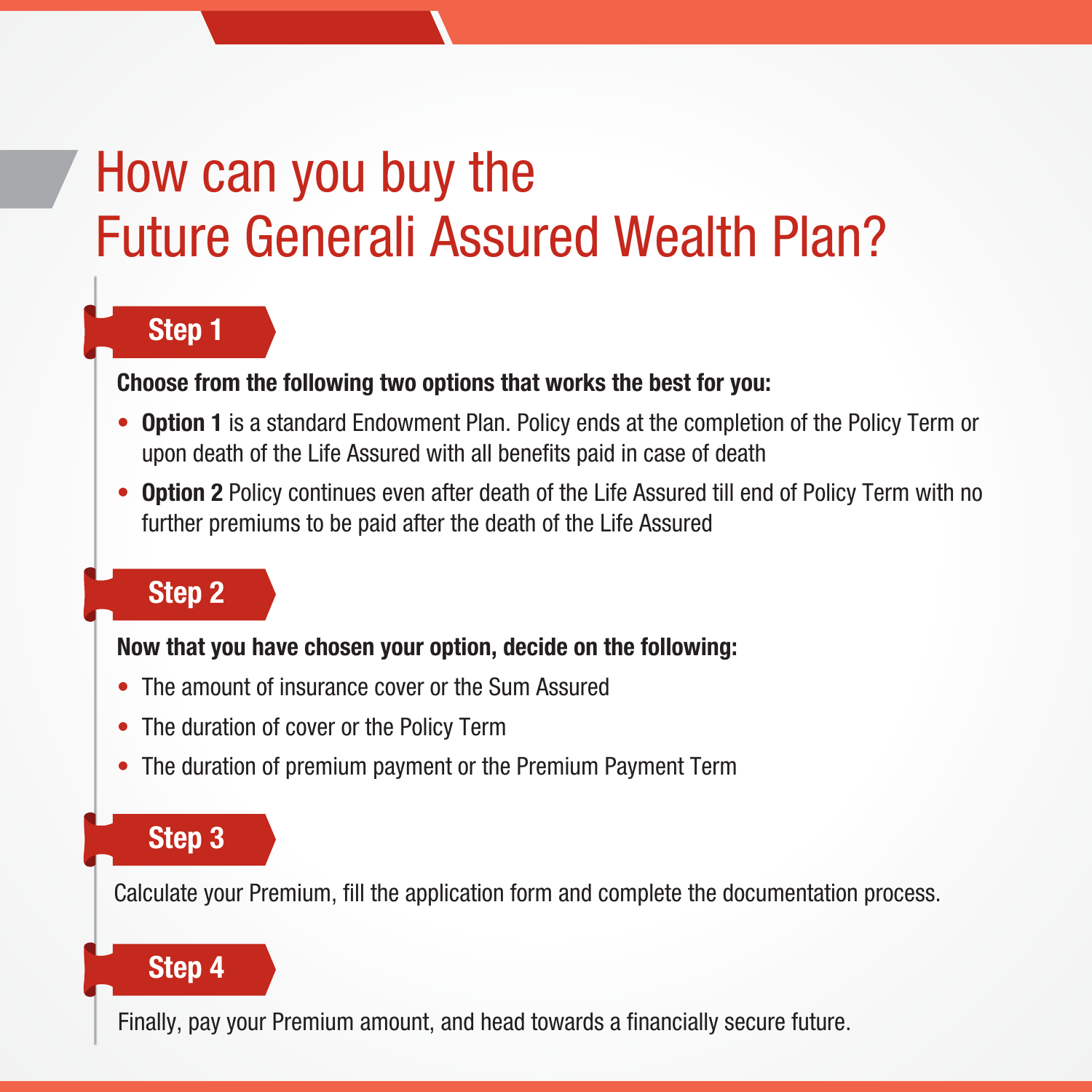# How can you buy the Future Generali Assured Wealth Plan?

## Step 1

**Choose from the following two options that works the best for you:**

- **Option 1** is a standard Endowment Plan. Policy ends at the completion of the Policy Term or upon death of the Life Assured with all benefits paid in case of death
- **Option 2** Policy continues even after death of the Life Assured till end of Policy Term with no further premiums to be paid after the death of the Life Assured

## Step 2

**Now that you have chosen your option, decide on the following:**

- The amount of insurance cover or the Sum Assured
- The duration of cover or the Policy Term
- The duration of premium payment or the Premium Payment Term

## Step 3

Calculate your Premium, fill the application form and complete the documentation process.

## Step 4

Finally, pay your Premium amount, and head towards a financially secure future.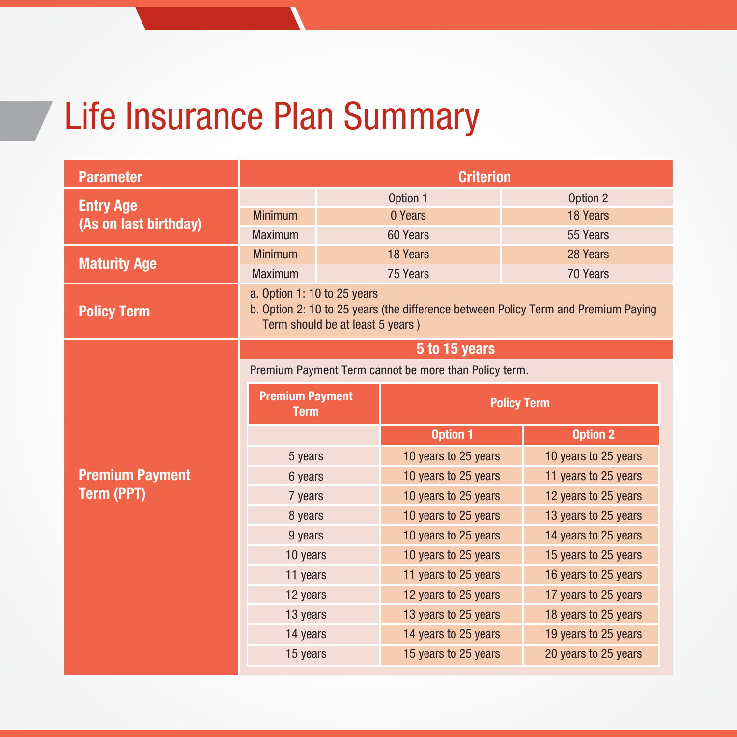# Life Insurance Plan Summary

| Parameter | Criterion | | |
|---|---|---|---|
| Entry Age (As on last birthday) | | Option 1 | Option 2 |
| | Minimum | 0 Years | 18 Years |
| | Maximum | 60 Years | 55 Years |
| Maturity Age | Minimum | 18 Years | 28 Years |
| | Maximum | 75 Years | 70 Years |
| Policy Term | a. Option 1: 10 to 25 years<br>b. Option 2: 10 to 25 years (the difference between Policy Term and Premium Paying Term should be at least 5 years ) | | |
| Premium Payment Term (PPT) | **5 to 15 years**<br>Premium Payment Term cannot be more than Policy term. | | |

| Premium Payment Term | Policy Term | |
|---|---|---|
| | Option 1 | Option 2 |
| 5 years | 10 years to 25 years | 10 years to 25 years |
| 6 years | 10 years to 25 years | 11 years to 25 years |
| 7 years | 10 years to 25 years | 12 years to 25 years |
| 8 years | 10 years to 25 years | 13 years to 25 years |
| 9 years | 10 years to 25 years | 14 years to 25 years |
| 10 years | 10 years to 25 years | 15 years to 25 years |
| 11 years | 11 years to 25 years | 16 years to 25 years |
| 12 years | 12 years to 25 years | 17 years to 25 years |
| 13 years | 13 years to 25 years | 18 years to 25 years |
| 14 years | 14 years to 25 years | 19 years to 25 years |
| 15 years | 15 years to 25 years | 20 years to 25 years |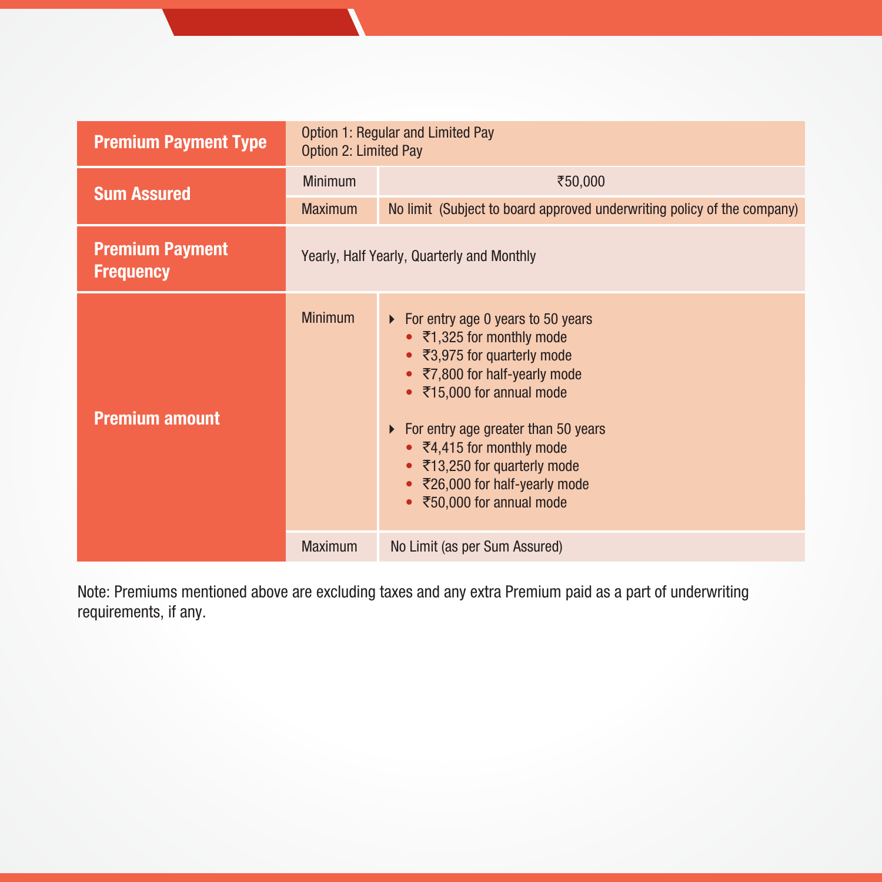| | | |
|---|---|---|
| **Premium Payment Type** | Option 1: Regular and Limited Pay<br>Option 2: Limited Pay | |
| **Sum Assured** | Minimum | ₹50,000 |
| | Maximum | No limit (Subject to board approved underwriting policy of the company) |
| **Premium Payment Frequency** | Yearly, Half Yearly, Quarterly and Monthly | |
| **Premium amount** | Minimum | ▸ For entry age 0 years to 50 years<br>• ₹1,325 for monthly mode<br>• ₹3,975 for quarterly mode<br>• ₹7,800 for half-yearly mode<br>• ₹15,000 for annual mode<br><br>▸ For entry age greater than 50 years<br>• ₹4,415 for monthly mode<br>• ₹13,250 for quarterly mode<br>• ₹26,000 for half-yearly mode<br>• ₹50,000 for annual mode |
| | Maximum | No Limit (as per Sum Assured) |

Note: Premiums mentioned above are excluding taxes and any extra Premium paid as a part of underwriting requirements, if any.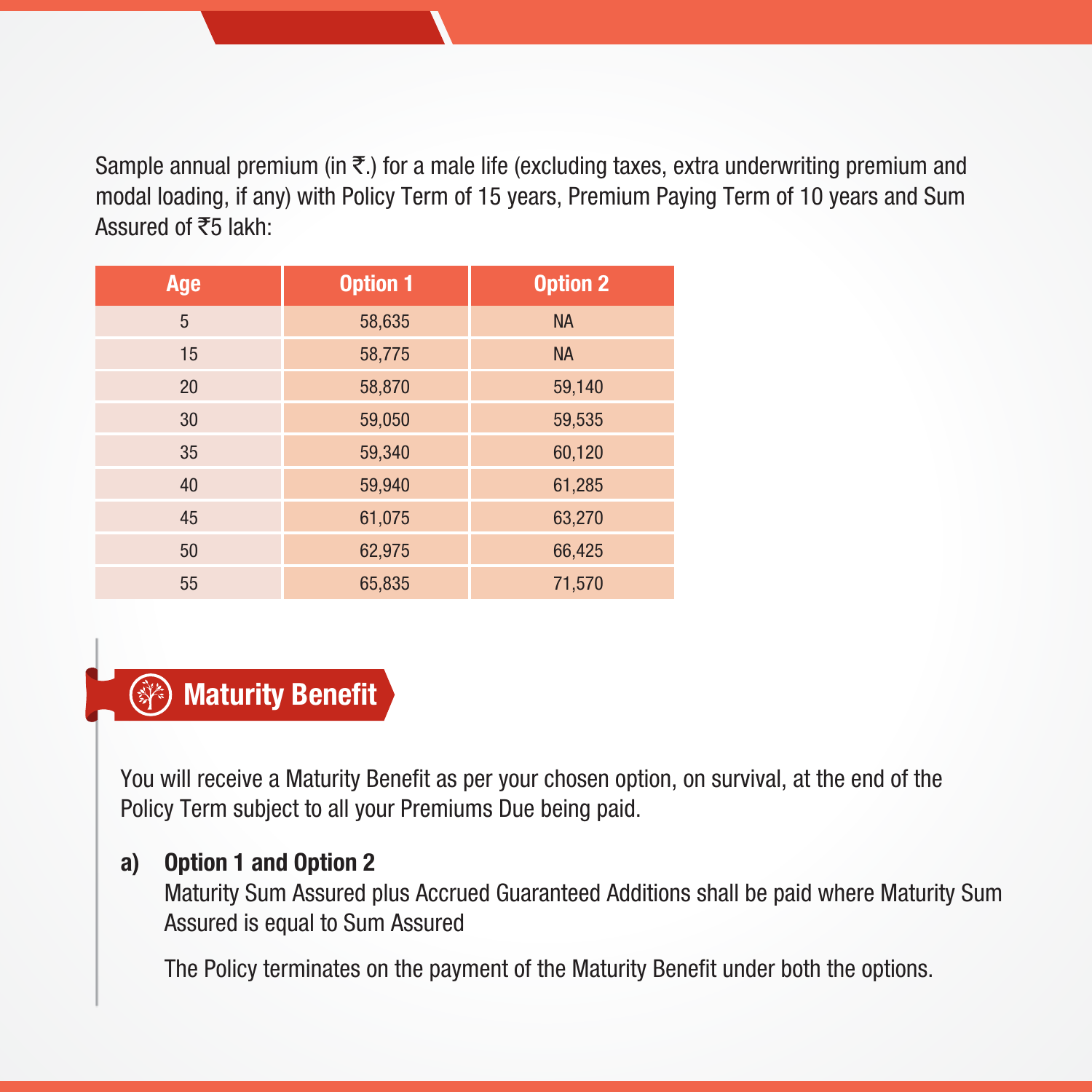Sample annual premium (in ₹.) for a male life (excluding taxes, extra underwriting premium and modal loading, if any) with Policy Term of 15 years, Premium Paying Term of 10 years and Sum Assured of ₹5 lakh:

| Age | Option 1 | Option 2 |
|---|---|---|
| 5 | 58,635 | NA |
| 15 | 58,775 | NA |
| 20 | 58,870 | 59,140 |
| 30 | 59,050 | 59,535 |
| 35 | 59,340 | 60,120 |
| 40 | 59,940 | 61,285 |
| 45 | 61,075 | 63,270 |
| 50 | 62,975 | 66,425 |
| 55 | 65,835 | 71,570 |

## Maturity Benefit

You will receive a Maturity Benefit as per your chosen option, on survival, at the end of the Policy Term subject to all your Premiums Due being paid.

**a) Option 1 and Option 2**

Maturity Sum Assured plus Accrued Guaranteed Additions shall be paid where Maturity Sum Assured is equal to Sum Assured

The Policy terminates on the payment of the Maturity Benefit under both the options.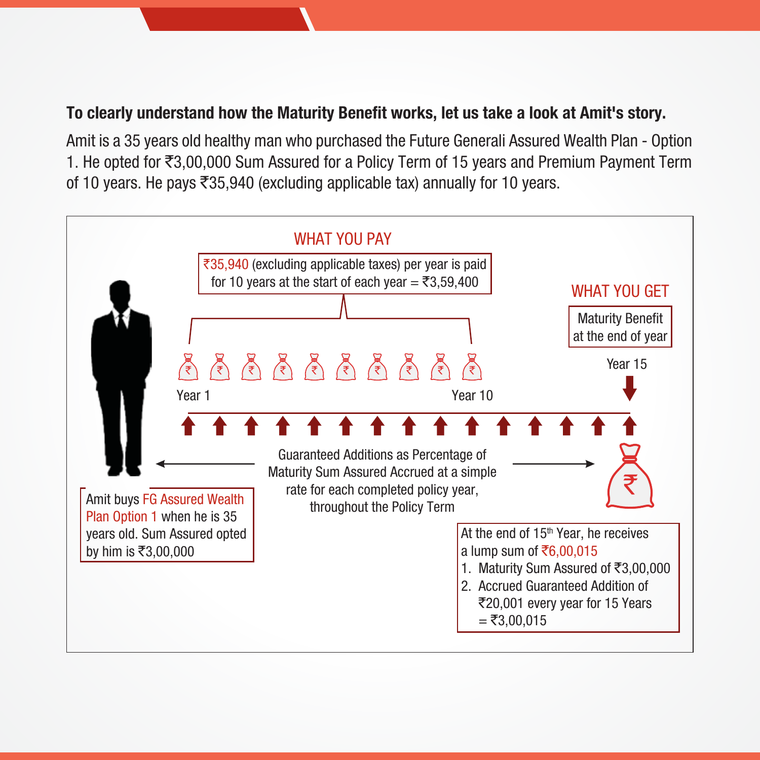**To clearly understand how the Maturity Benefit works, let us take a look at Amit's story.**

Amit is a 35 years old healthy man who purchased the Future Generali Assured Wealth Plan - Option 1. He opted for ₹3,00,000 Sum Assured for a Policy Term of 15 years and Premium Payment Term of 10 years. He pays ₹35,940 (excluding applicable tax) annually for 10 years.

**WHAT YOU PAY**

₹35,940 (excluding applicable taxes) per year is paid for 10 years at the start of each year = ₹3,59,400

Year 1 … Year 10

**WHAT YOU GET**

Maturity Benefit at the end of year

Year 15

Guaranteed Additions as Percentage of Maturity Sum Assured Accrued at a simple rate for each completed policy year, throughout the Policy Term

Amit buys FG Assured Wealth Plan Option 1 when he is 35 years old. Sum Assured opted by him is ₹3,00,000

At the end of 15th Year, he receives a lump sum of ₹6,00,015

1. Maturity Sum Assured of ₹3,00,000
2. Accrued Guaranteed Addition of ₹20,001 every year for 15 Years = ₹3,00,015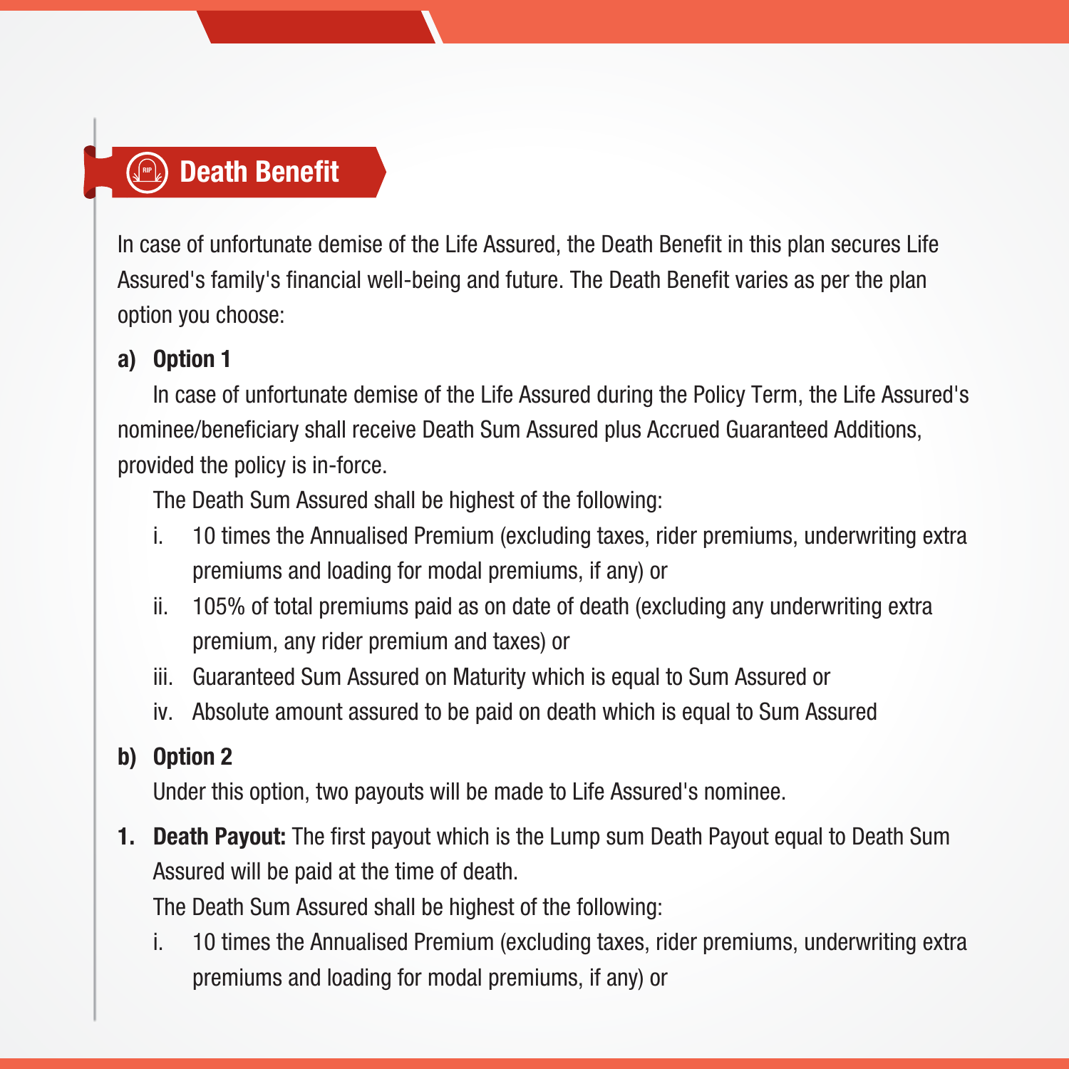## Death Benefit

In case of unfortunate demise of the Life Assured, the Death Benefit in this plan secures Life Assured's family's financial well-being and future. The Death Benefit varies as per the plan option you choose:

**a) Option 1**

In case of unfortunate demise of the Life Assured during the Policy Term, the Life Assured's nominee/beneficiary shall receive Death Sum Assured plus Accrued Guaranteed Additions, provided the policy is in-force.

The Death Sum Assured shall be highest of the following:

i. 10 times the Annualised Premium (excluding taxes, rider premiums, underwriting extra premiums and loading for modal premiums, if any) or

ii. 105% of total premiums paid as on date of death (excluding any underwriting extra premium, any rider premium and taxes) or

iii. Guaranteed Sum Assured on Maturity which is equal to Sum Assured or

iv. Absolute amount assured to be paid on death which is equal to Sum Assured

**b) Option 2**

Under this option, two payouts will be made to Life Assured's nominee.

1. **Death Payout:** The first payout which is the Lump sum Death Payout equal to Death Sum Assured will be paid at the time of death.

   The Death Sum Assured shall be highest of the following:

   i. 10 times the Annualised Premium (excluding taxes, rider premiums, underwriting extra premiums and loading for modal premiums, if any) or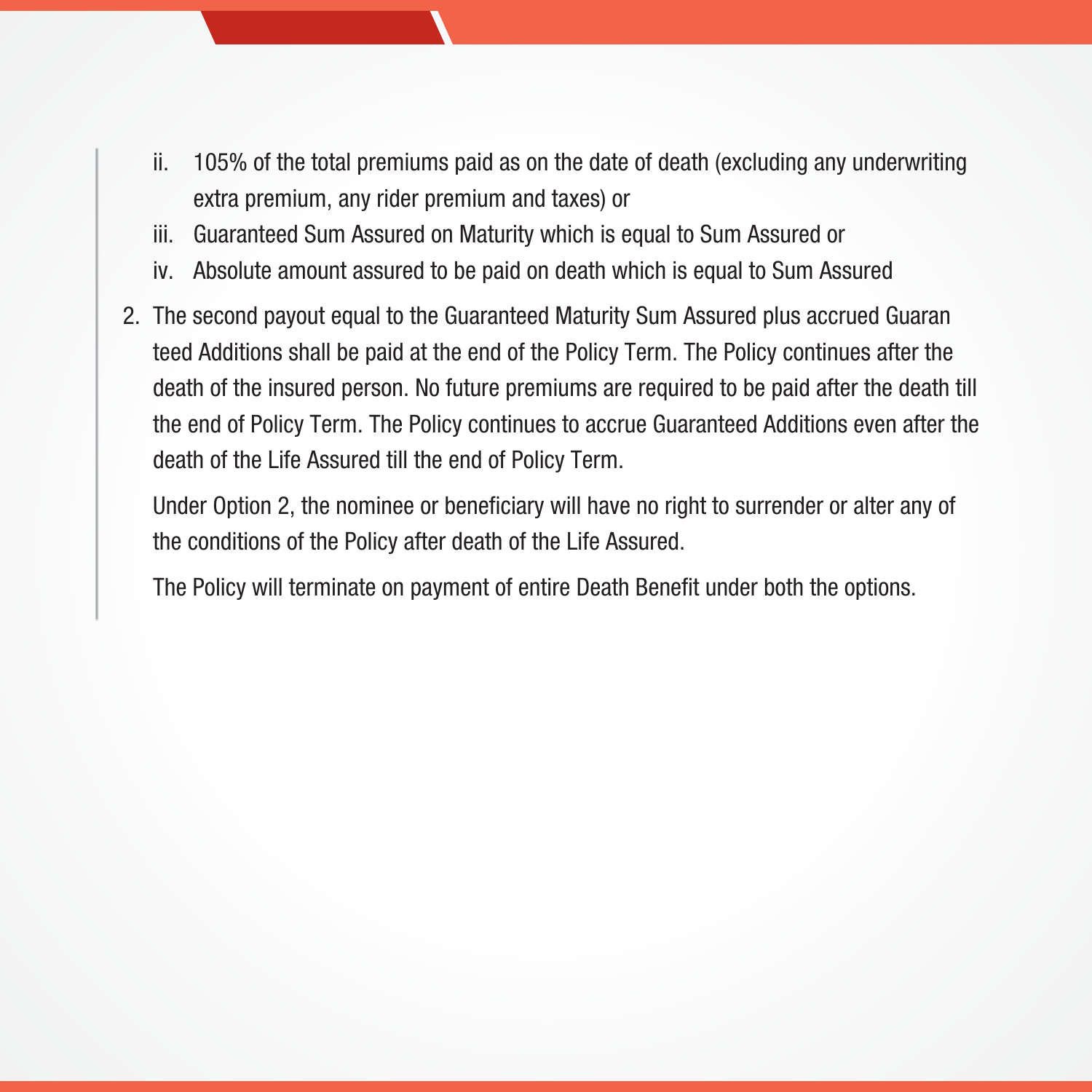ii. 105% of the total premiums paid as on the date of death (excluding any underwriting extra premium, any rider premium and taxes) or
   iii. Guaranteed Sum Assured on Maturity which is equal to Sum Assured or
   iv. Absolute amount assured to be paid on death which is equal to Sum Assured

2. The second payout equal to the Guaranteed Maturity Sum Assured plus accrued Guaranteed Additions shall be paid at the end of the Policy Term. The Policy continues after the death of the insured person. No future premiums are required to be paid after the death till the end of Policy Term. The Policy continues to accrue Guaranteed Additions even after the death of the Life Assured till the end of Policy Term.

   Under Option 2, the nominee or beneficiary will have no right to surrender or alter any of the conditions of the Policy after death of the Life Assured.

   The Policy will terminate on payment of entire Death Benefit under both the options.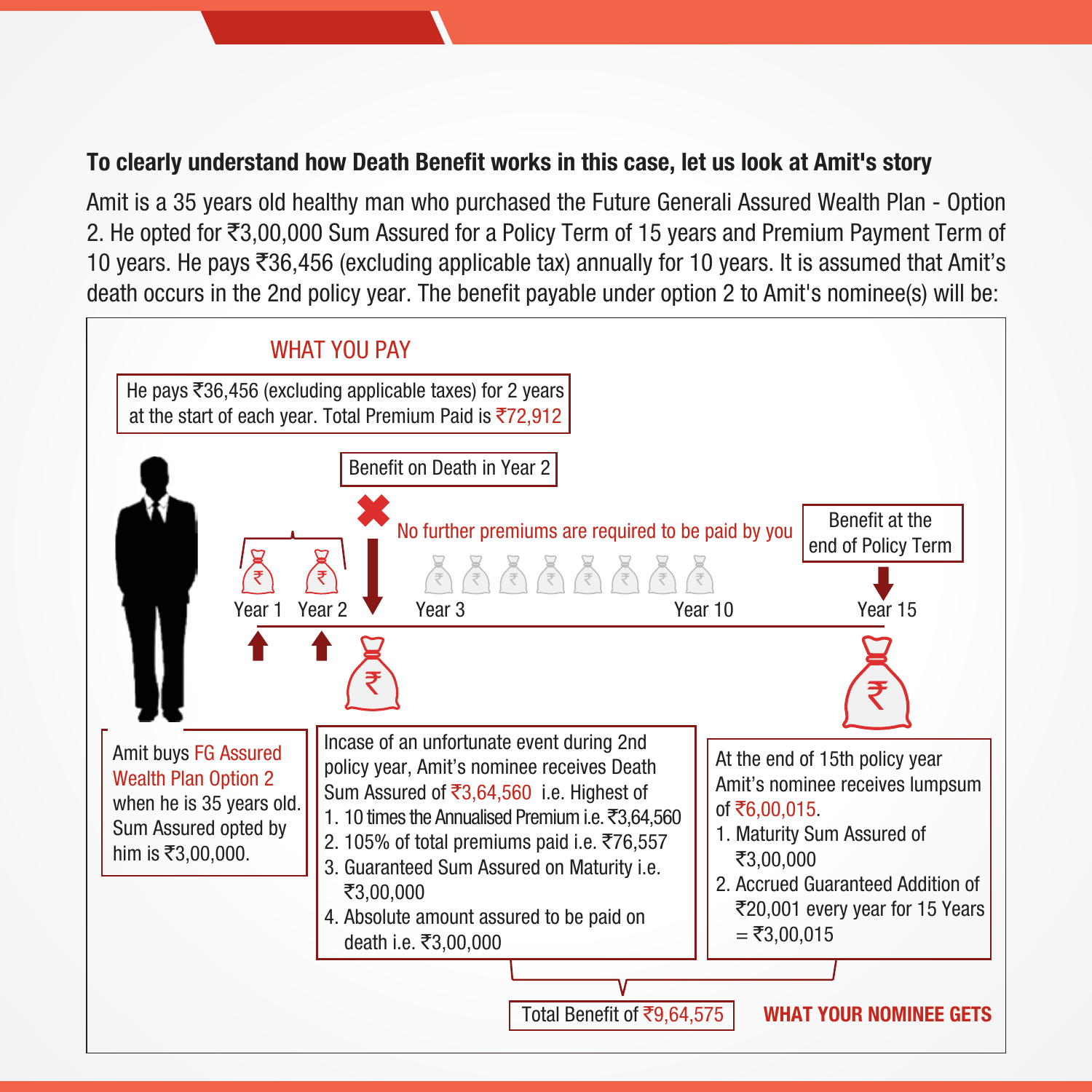**To clearly understand how Death Benefit works in this case, let us look at Amit's story**

Amit is a 35 years old healthy man who purchased the Future Generali Assured Wealth Plan - Option 2. He opted for ₹3,00,000 Sum Assured for a Policy Term of 15 years and Premium Payment Term of 10 years. He pays ₹36,456 (excluding applicable tax) annually for 10 years. It is assumed that Amit's death occurs in the 2nd policy year. The benefit payable under option 2 to Amit's nominee(s) will be:

WHAT YOU PAY

He pays ₹36,456 (excluding applicable taxes) for 2 years at the start of each year. Total Premium Paid is ₹72,912

Benefit on Death in Year 2

No further premiums are required to be paid by you

Benefit at the end of Policy Term

Year 1 Year 2 Year 3 Year 10 Year 15

Amit buys FG Assured Wealth Plan Option 2 when he is 35 years old. Sum Assured opted by him is ₹3,00,000.

Incase of an unfortunate event during 2nd policy year, Amit's nominee receives Death Sum Assured of ₹3,64,560 i.e. Highest of

1. 10 times the Annualised Premium i.e. ₹3,64,560
2. 105% of total premiums paid i.e. ₹76,557
3. Guaranteed Sum Assured on Maturity i.e. ₹3,00,000
4. Absolute amount assured to be paid on death i.e. ₹3,00,000

At the end of 15th policy year Amit's nominee receives lumpsum of ₹6,00,015.

1. Maturity Sum Assured of ₹3,00,000
2. Accrued Guaranteed Addition of ₹20,001 every year for 15 Years = ₹3,00,015

Total Benefit of ₹9,64,575

**WHAT YOUR NOMINEE GETS**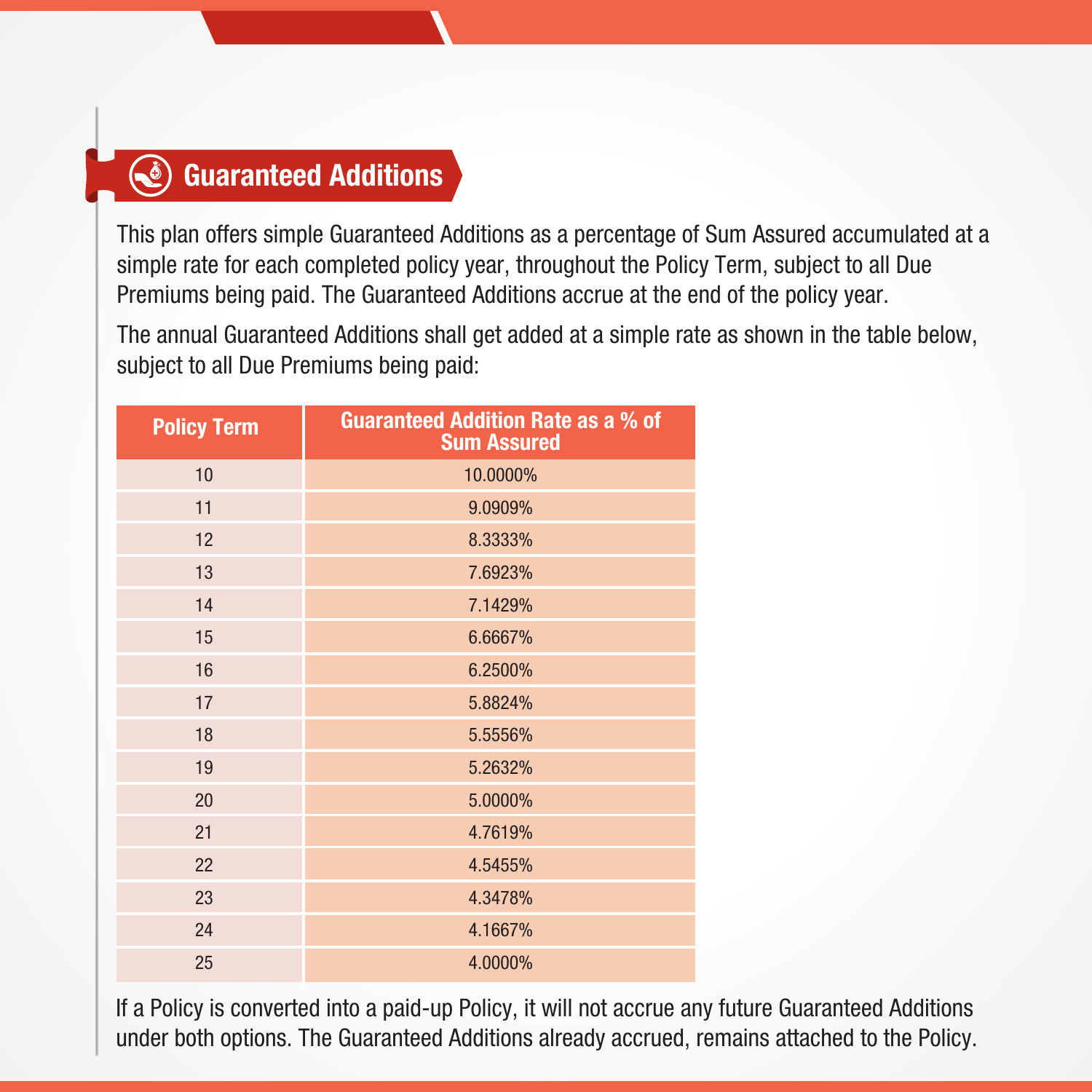## Guaranteed Additions

This plan offers simple Guaranteed Additions as a percentage of Sum Assured accumulated at a simple rate for each completed policy year, throughout the Policy Term, subject to all Due Premiums being paid. The Guaranteed Additions accrue at the end of the policy year.

The annual Guaranteed Additions shall get added at a simple rate as shown in the table below, subject to all Due Premiums being paid:

| Policy Term | Guaranteed Addition Rate as a % of Sum Assured |
|---|---|
| 10 | 10.0000% |
| 11 | 9.0909% |
| 12 | 8.3333% |
| 13 | 7.6923% |
| 14 | 7.1429% |
| 15 | 6.6667% |
| 16 | 6.2500% |
| 17 | 5.8824% |
| 18 | 5.5556% |
| 19 | 5.2632% |
| 20 | 5.0000% |
| 21 | 4.7619% |
| 22 | 4.5455% |
| 23 | 4.3478% |
| 24 | 4.1667% |
| 25 | 4.0000% |

If a Policy is converted into a paid-up Policy, it will not accrue any future Guaranteed Additions under both options. The Guaranteed Additions already accrued, remains attached to the Policy.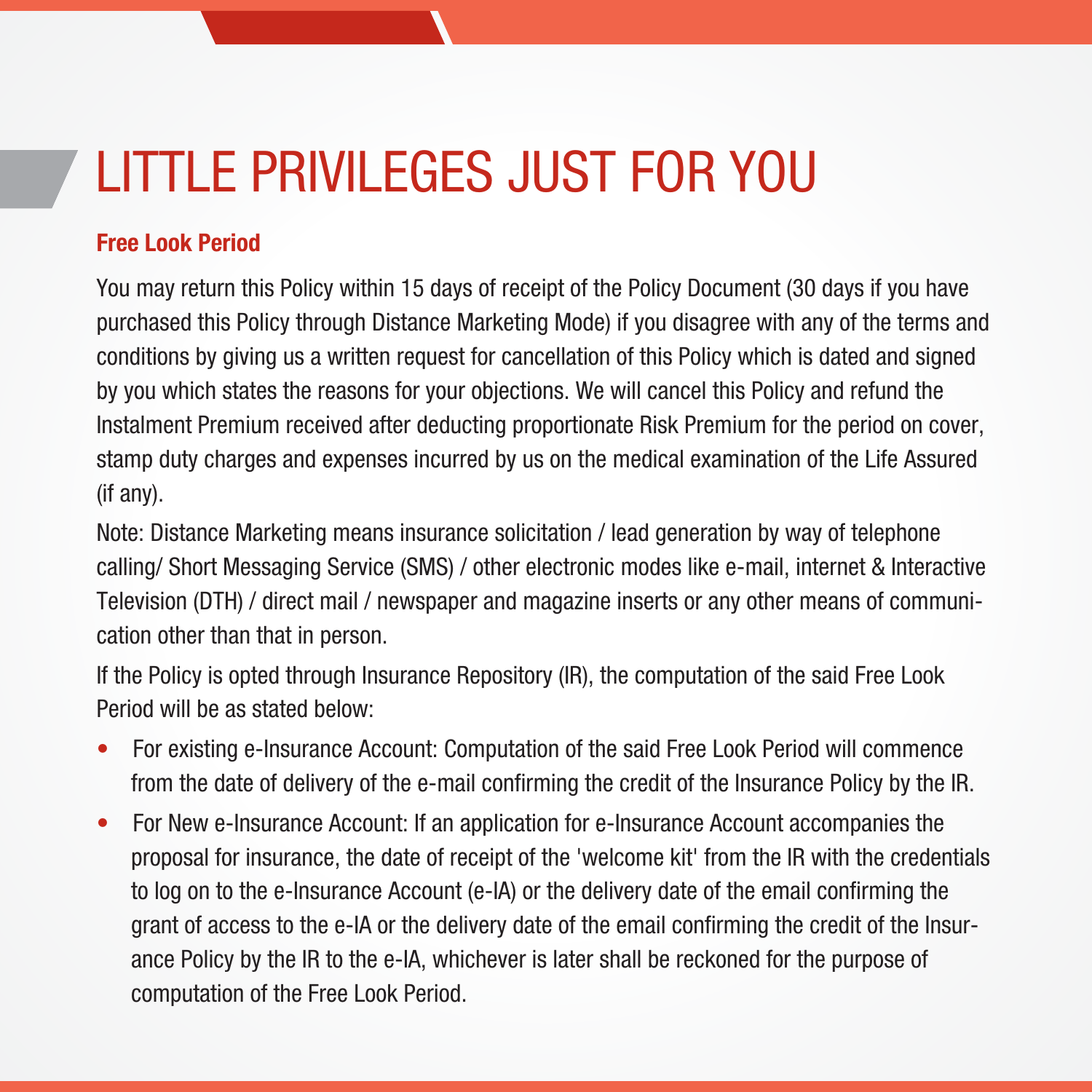# LITTLE PRIVILEGES JUST FOR YOU

**Free Look Period**

You may return this Policy within 15 days of receipt of the Policy Document (30 days if you have purchased this Policy through Distance Marketing Mode) if you disagree with any of the terms and conditions by giving us a written request for cancellation of this Policy which is dated and signed by you which states the reasons for your objections. We will cancel this Policy and refund the Instalment Premium received after deducting proportionate Risk Premium for the period on cover, stamp duty charges and expenses incurred by us on the medical examination of the Life Assured (if any).

Note: Distance Marketing means insurance solicitation / lead generation by way of telephone calling/ Short Messaging Service (SMS) / other electronic modes like e-mail, internet & Interactive Television (DTH) / direct mail / newspaper and magazine inserts or any other means of communication other than that in person.

If the Policy is opted through Insurance Repository (IR), the computation of the said Free Look Period will be as stated below:

- For existing e-Insurance Account: Computation of the said Free Look Period will commence from the date of delivery of the e-mail confirming the credit of the Insurance Policy by the IR.
- For New e-Insurance Account: If an application for e-Insurance Account accompanies the proposal for insurance, the date of receipt of the 'welcome kit' from the IR with the credentials to log on to the e-Insurance Account (e-IA) or the delivery date of the email confirming the grant of access to the e-IA or the delivery date of the email confirming the credit of the Insurance Policy by the IR to the e-IA, whichever is later shall be reckoned for the purpose of computation of the Free Look Period.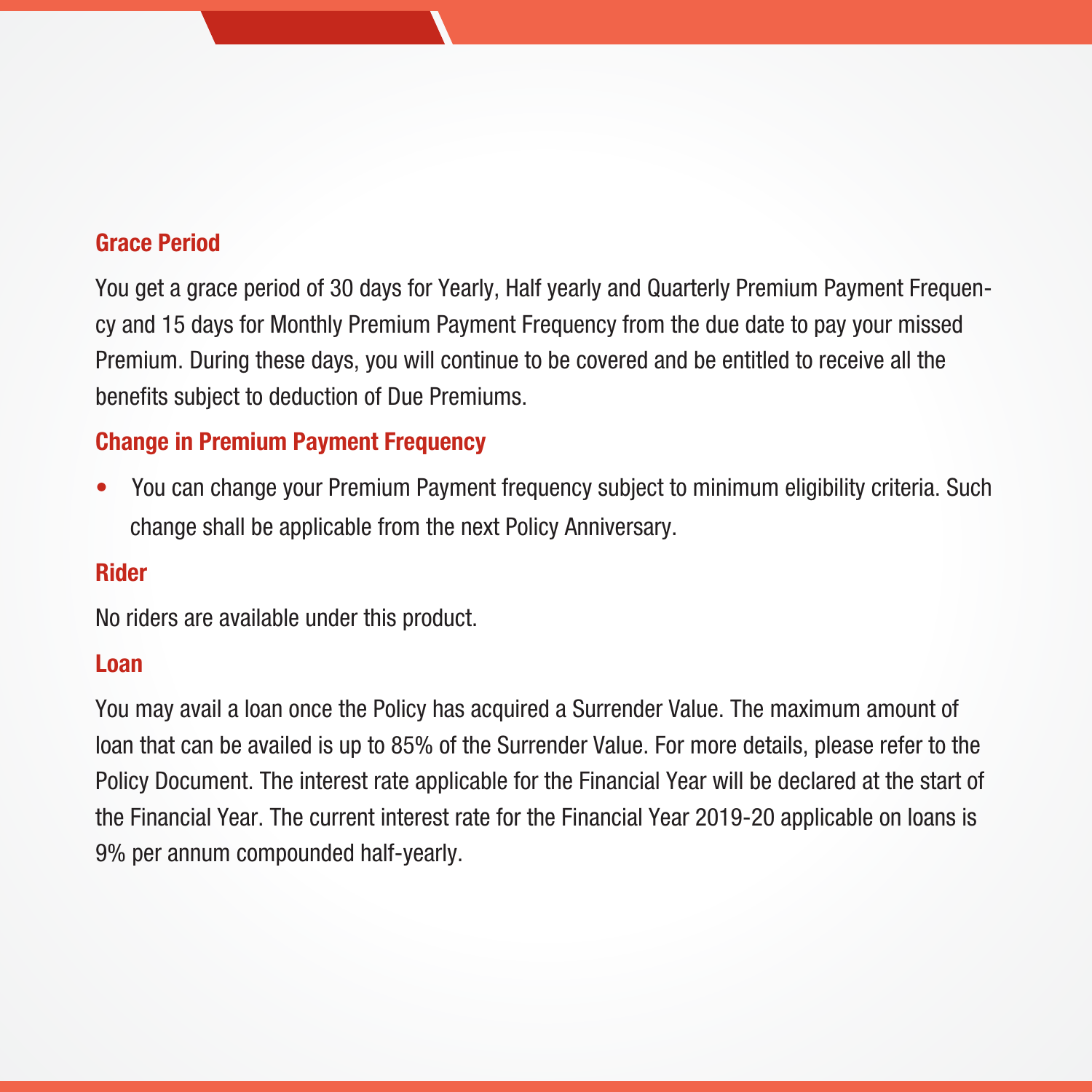## Grace Period

You get a grace period of 30 days for Yearly, Half yearly and Quarterly Premium Payment Frequency and 15 days for Monthly Premium Payment Frequency from the due date to pay your missed Premium. During these days, you will continue to be covered and be entitled to receive all the benefits subject to deduction of Due Premiums.

## Change in Premium Payment Frequency

- You can change your Premium Payment frequency subject to minimum eligibility criteria. Such change shall be applicable from the next Policy Anniversary.

## Rider

No riders are available under this product.

## Loan

You may avail a loan once the Policy has acquired a Surrender Value. The maximum amount of loan that can be availed is up to 85% of the Surrender Value. For more details, please refer to the Policy Document. The interest rate applicable for the Financial Year will be declared at the start of the Financial Year. The current interest rate for the Financial Year 2019-20 applicable on loans is 9% per annum compounded half-yearly.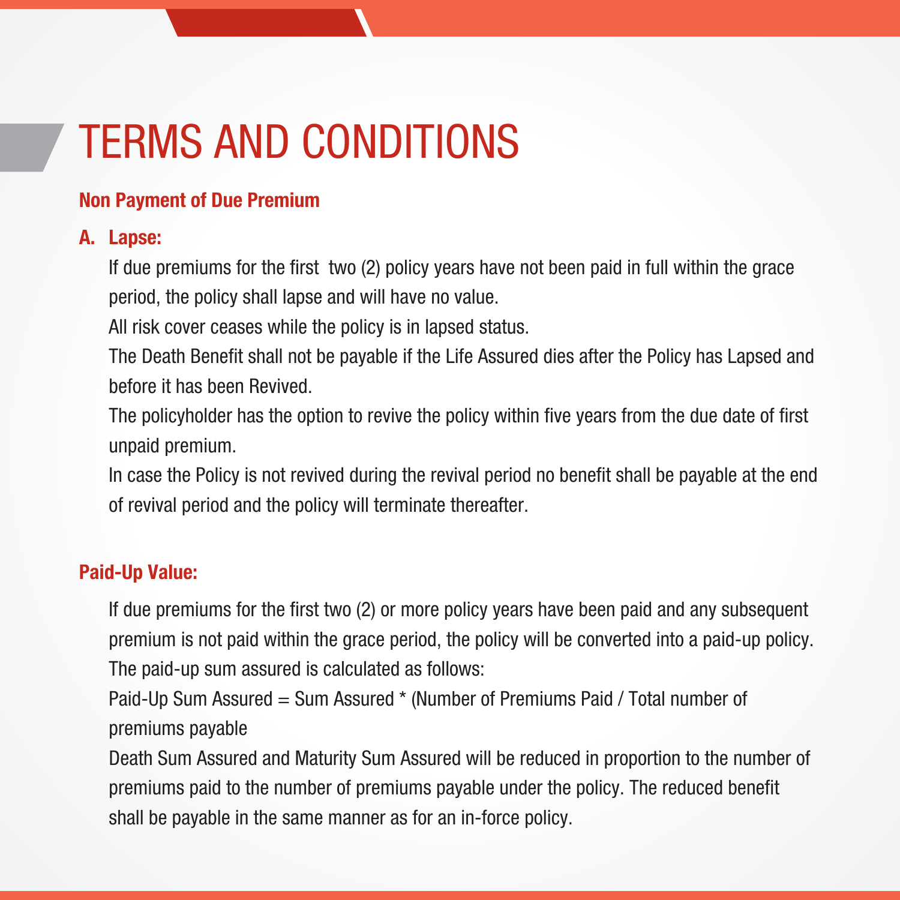# TERMS AND CONDITIONS

## Non Payment of Due Premium

### A. Lapse:

If due premiums for the first  two (2) policy years have not been paid in full within the grace period, the policy shall lapse and will have no value.

All risk cover ceases while the policy is in lapsed status.

The Death Benefit shall not be payable if the Life Assured dies after the Policy has Lapsed and before it has been Revived.

The policyholder has the option to revive the policy within five years from the due date of first unpaid premium.

In case the Policy is not revived during the revival period no benefit shall be payable at the end of revival period and the policy will terminate thereafter.

## Paid-Up Value:

If due premiums for the first two (2) or more policy years have been paid and any subsequent premium is not paid within the grace period, the policy will be converted into a paid-up policy.

The paid-up sum assured is calculated as follows:

Paid-Up Sum Assured = Sum Assured * (Number of Premiums Paid / Total number of premiums payable

Death Sum Assured and Maturity Sum Assured will be reduced in proportion to the number of premiums paid to the number of premiums payable under the policy. The reduced benefit shall be payable in the same manner as for an in-force policy.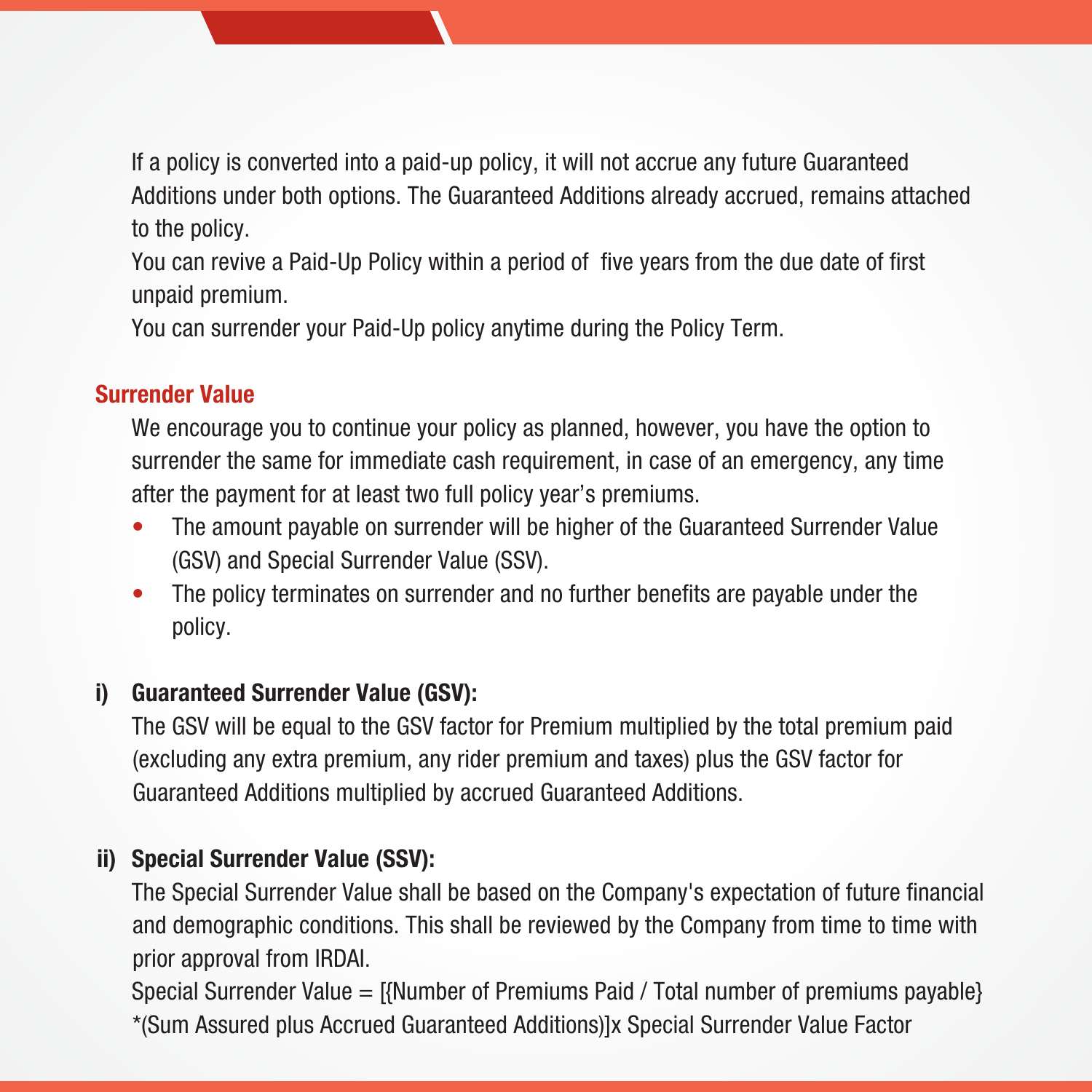If a policy is converted into a paid-up policy, it will not accrue any future Guaranteed Additions under both options. The Guaranteed Additions already accrued, remains attached to the policy.

You can revive a Paid-Up Policy within a period of five years from the due date of first unpaid premium.

You can surrender your Paid-Up policy anytime during the Policy Term.

## Surrender Value

We encourage you to continue your policy as planned, however, you have the option to surrender the same for immediate cash requirement, in case of an emergency, any time after the payment for at least two full policy year's premiums.

- The amount payable on surrender will be higher of the Guaranteed Surrender Value (GSV) and Special Surrender Value (SSV).
- The policy terminates on surrender and no further benefits are payable under the policy.

### i) Guaranteed Surrender Value (GSV):

The GSV will be equal to the GSV factor for Premium multiplied by the total premium paid (excluding any extra premium, any rider premium and taxes) plus the GSV factor for Guaranteed Additions multiplied by accrued Guaranteed Additions.

### ii) Special Surrender Value (SSV):

The Special Surrender Value shall be based on the Company's expectation of future financial and demographic conditions. This shall be reviewed by the Company from time to time with prior approval from IRDAI.

Special Surrender Value = [{Number of Premiums Paid / Total number of premiums payable} *(Sum Assured plus Accrued Guaranteed Additions)]x Special Surrender Value Factor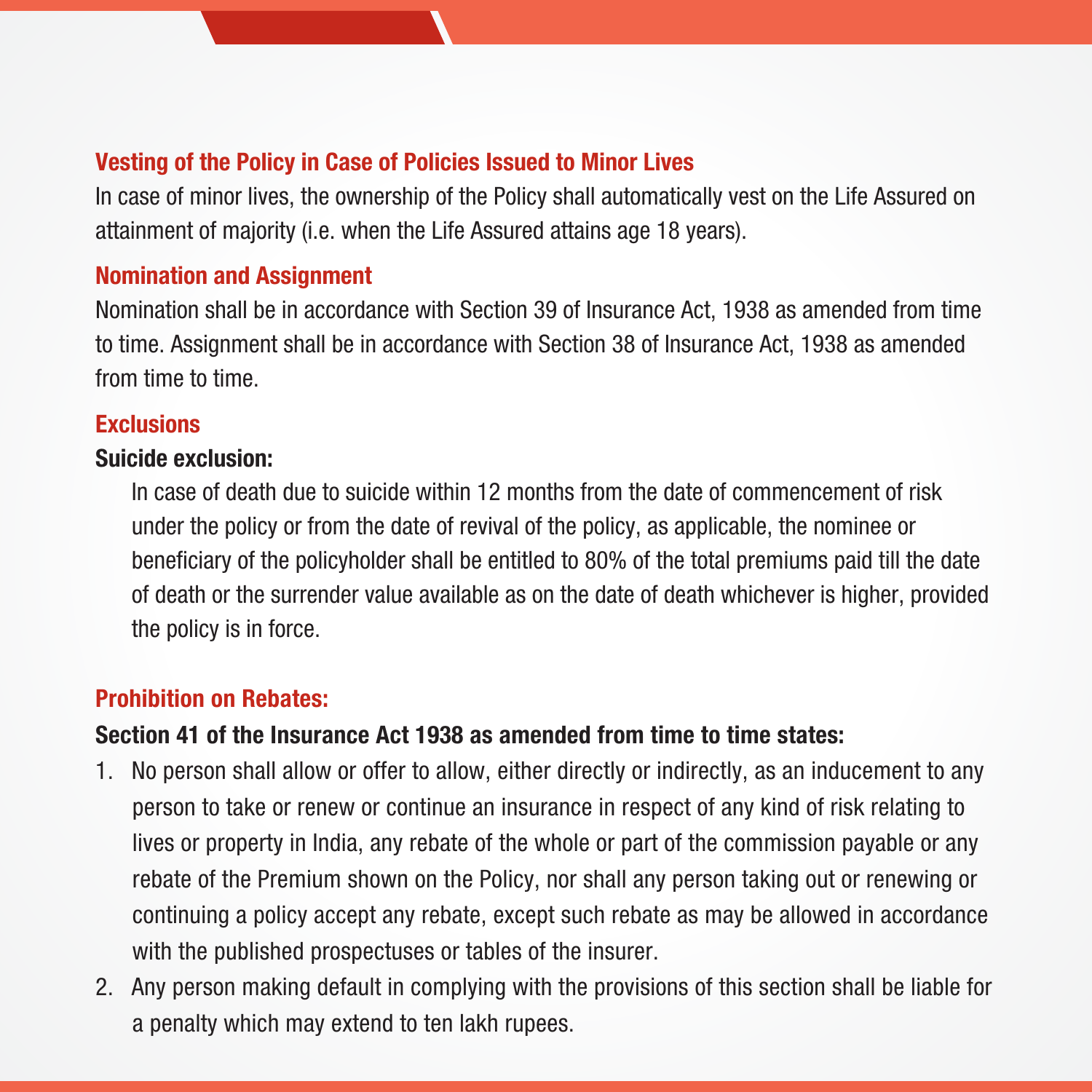## Vesting of the Policy in Case of Policies Issued to Minor Lives

In case of minor lives, the ownership of the Policy shall automatically vest on the Life Assured on attainment of majority (i.e. when the Life Assured attains age 18 years).

## Nomination and Assignment

Nomination shall be in accordance with Section 39 of Insurance Act, 1938 as amended from time to time. Assignment shall be in accordance with Section 38 of Insurance Act, 1938 as amended from time to time.

## Exclusions

**Suicide exclusion:**

In case of death due to suicide within 12 months from the date of commencement of risk under the policy or from the date of revival of the policy, as applicable, the nominee or beneficiary of the policyholder shall be entitled to 80% of the total premiums paid till the date of death or the surrender value available as on the date of death whichever is higher, provided the policy is in force.

## Prohibition on Rebates:

**Section 41 of the Insurance Act 1938 as amended from time to time states:**

1. No person shall allow or offer to allow, either directly or indirectly, as an inducement to any person to take or renew or continue an insurance in respect of any kind of risk relating to lives or property in India, any rebate of the whole or part of the commission payable or any rebate of the Premium shown on the Policy, nor shall any person taking out or renewing or continuing a policy accept any rebate, except such rebate as may be allowed in accordance with the published prospectuses or tables of the insurer.
2. Any person making default in complying with the provisions of this section shall be liable for a penalty which may extend to ten lakh rupees.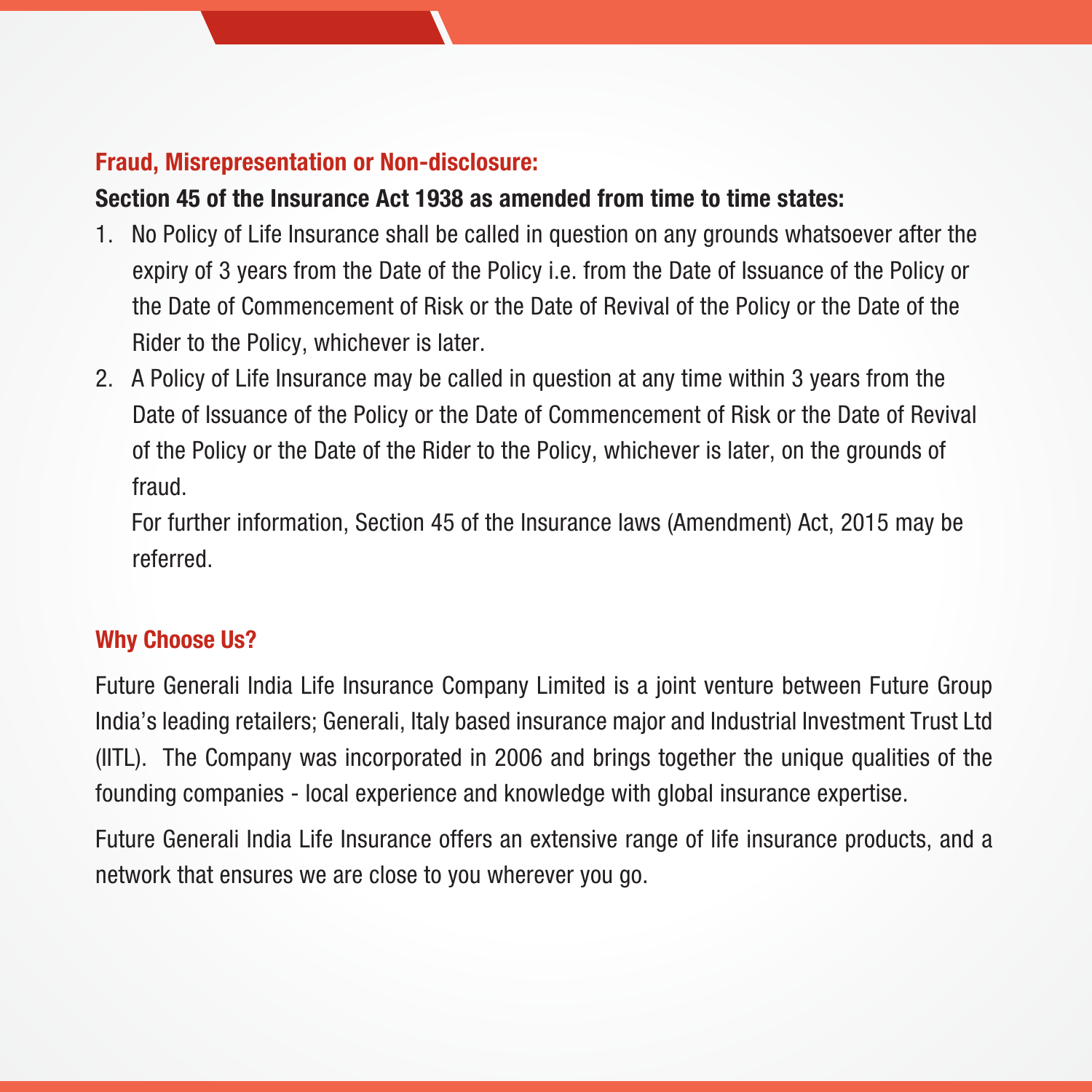## Fraud, Misrepresentation or Non-disclosure:

**Section 45 of the Insurance Act 1938 as amended from time to time states:**

1. No Policy of Life Insurance shall be called in question on any grounds whatsoever after the expiry of 3 years from the Date of the Policy i.e. from the Date of Issuance of the Policy or the Date of Commencement of Risk or the Date of Revival of the Policy or the Date of the Rider to the Policy, whichever is later.
2. A Policy of Life Insurance may be called in question at any time within 3 years from the Date of Issuance of the Policy or the Date of Commencement of Risk or the Date of Revival of the Policy or the Date of the Rider to the Policy, whichever is later, on the grounds of fraud.

   For further information, Section 45 of the Insurance laws (Amendment) Act, 2015 may be referred.

## Why Choose Us?

Future Generali India Life Insurance Company Limited is a joint venture between Future Group India's leading retailers; Generali, Italy based insurance major and Industrial Investment Trust Ltd (IITL). The Company was incorporated in 2006 and brings together the unique qualities of the founding companies - local experience and knowledge with global insurance expertise.

Future Generali India Life Insurance offers an extensive range of life insurance products, and a network that ensures we are close to you wherever you go.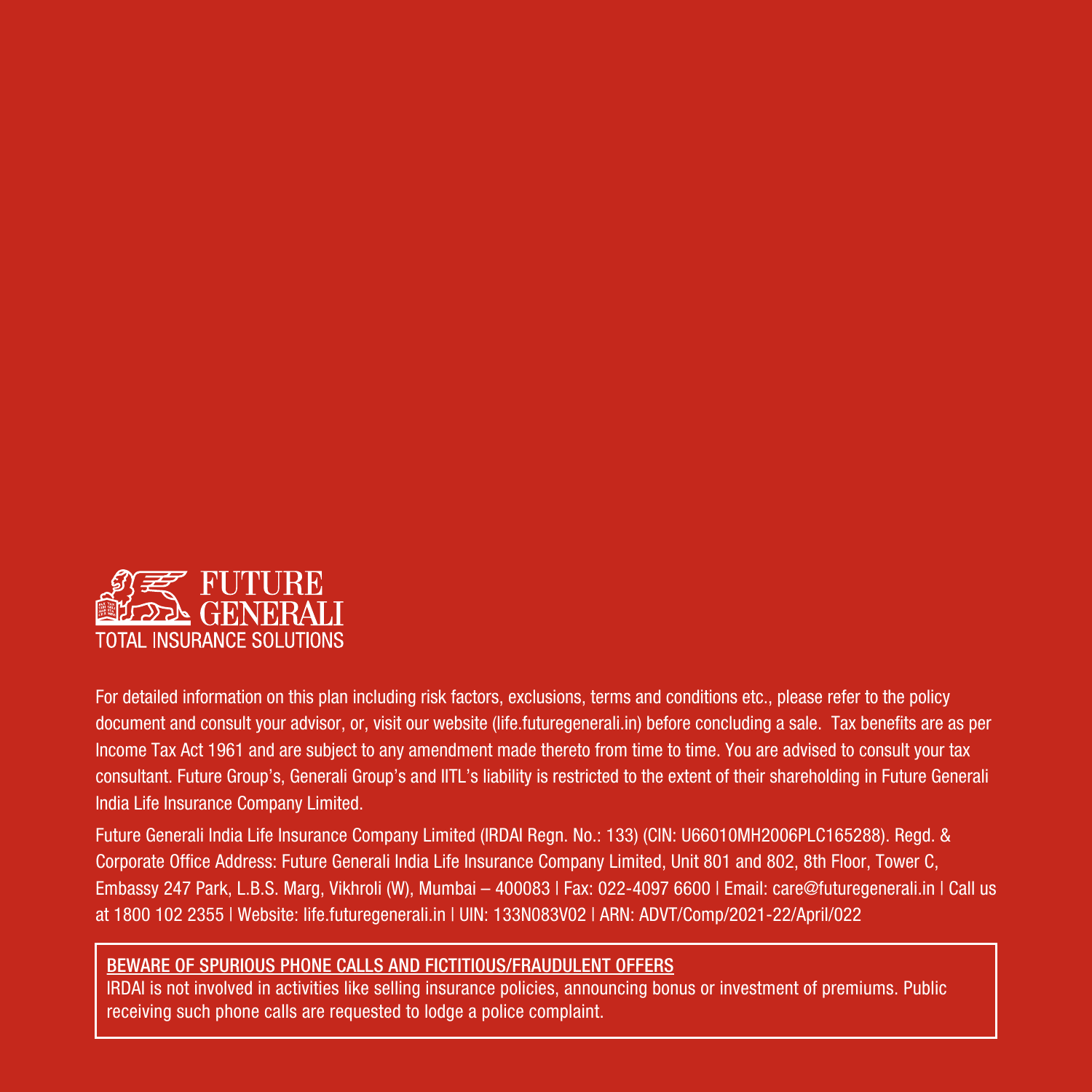FUTURE GENERALI

TOTAL INSURANCE SOLUTIONS

For detailed information on this plan including risk factors, exclusions, terms and conditions etc., please refer to the policy document and consult your advisor, or, visit our website (life.futuregenerali.in) before concluding a sale. Tax benefits are as per Income Tax Act 1961 and are subject to any amendment made thereto from time to time. You are advised to consult your tax consultant. Future Group's, Generali Group's and IITL's liability is restricted to the extent of their shareholding in Future Generali India Life Insurance Company Limited.

Future Generali India Life Insurance Company Limited (IRDAI Regn. No.: 133) (CIN: U66010MH2006PLC165288). Regd. & Corporate Office Address: Future Generali India Life Insurance Company Limited, Unit 801 and 802, 8th Floor, Tower C, Embassy 247 Park, L.B.S. Marg, Vikhroli (W), Mumbai – 400083 | Fax: 022-4097 6600 | Email: care@futuregenerali.in | Call us at 1800 102 2355 | Website: life.futuregenerali.in | UIN: 133N083V02 | ARN: ADVT/Comp/2021-22/April/022

**BEWARE OF SPURIOUS PHONE CALLS AND FICTITIOUS/FRAUDULENT OFFERS**

IRDAI is not involved in activities like selling insurance policies, announcing bonus or investment of premiums. Public receiving such phone calls are requested to lodge a police complaint.